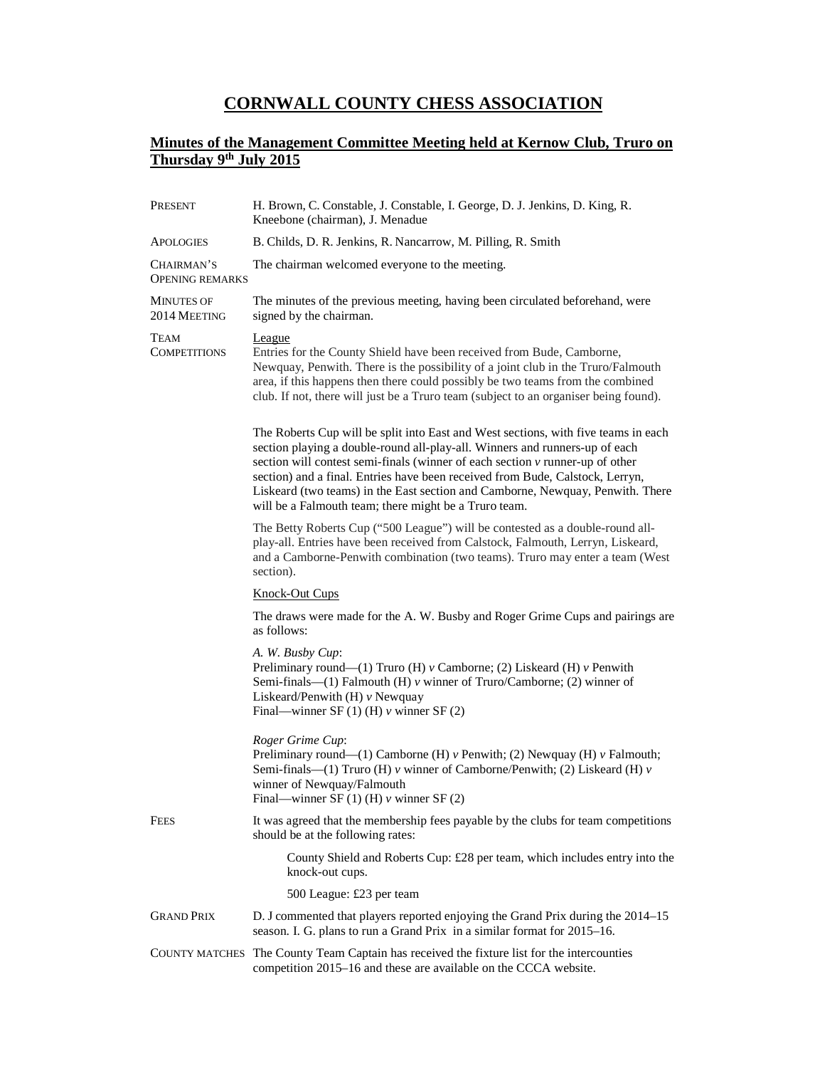# CORNWALL COUNTY CHESS ASSOCIATION

## Minutes of the Management Committee Meeting held at Kernow Club, Truro on Thursday 9th July 2015

**PRESENT**
H. Brown, C. Constable, J. Constable, I. George, D. J. Jenkins, D. King, R. Kneebone (chairman), J. Menadue

**APOLOGIES**
B. Childs, D. R. Jenkins, R. Nancarrow, M. Pilling, R. Smith

**CHAIRMAN'S OPENING REMARKS**
The chairman welcomed everyone to the meeting.

**MINUTES OF 2014 MEETING**
The minutes of the previous meeting, having been circulated beforehand, were signed by the chairman.

**TEAM COMPETITIONS**

League

Entries for the County Shield have been received from Bude, Camborne, Newquay, Penwith. There is the possibility of a joint club in the Truro/Falmouth area, if this happens then there could possibly be two teams from the combined club. If not, there will just be a Truro team (subject to an organiser being found).

The Roberts Cup will be split into East and West sections, with five teams in each section playing a double-round all-play-all. Winners and runners-up of each section will contest semi-finals (winner of each section *v* runner-up of other section) and a final. Entries have been received from Bude, Calstock, Lerryn, Liskeard (two teams) in the East section and Camborne, Newquay, Penwith. There will be a Falmouth team; there might be a Truro team.

The Betty Roberts Cup ("500 League") will be contested as a double-round all-play-all. Entries have been received from Calstock, Falmouth, Lerryn, Liskeard, and a Camborne-Penwith combination (two teams). Truro may enter a team (West section).

Knock-Out Cups

The draws were made for the A. W. Busby and Roger Grime Cups and pairings are as follows:

*A. W. Busby Cup*:
Preliminary round—(1) Truro (H) *v* Camborne; (2) Liskeard (H) *v* Penwith
Semi-finals—(1) Falmouth (H) *v* winner of Truro/Camborne; (2) winner of Liskeard/Penwith (H) *v* Newquay
Final—winner SF (1) (H) *v* winner SF (2)

*Roger Grime Cup*:
Preliminary round—(1) Camborne (H) *v* Penwith; (2) Newquay (H) *v* Falmouth;
Semi-finals—(1) Truro (H) *v* winner of Camborne/Penwith; (2) Liskeard (H) *v* winner of Newquay/Falmouth
Final—winner SF (1) (H) *v* winner SF (2)

**FEES**
It was agreed that the membership fees payable by the clubs for team competitions should be at the following rates:

> County Shield and Roberts Cup: £28 per team, which includes entry into the knock-out cups.
>
> 500 League: £23 per team

**GRAND PRIX**
D. J commented that players reported enjoying the Grand Prix during the 2014–15 season. I. G. plans to run a Grand Prix in a similar format for 2015–16.

**COUNTY MATCHES**
The County Team Captain has received the fixture list for the intercounties competition 2015–16 and these are available on the CCCA website.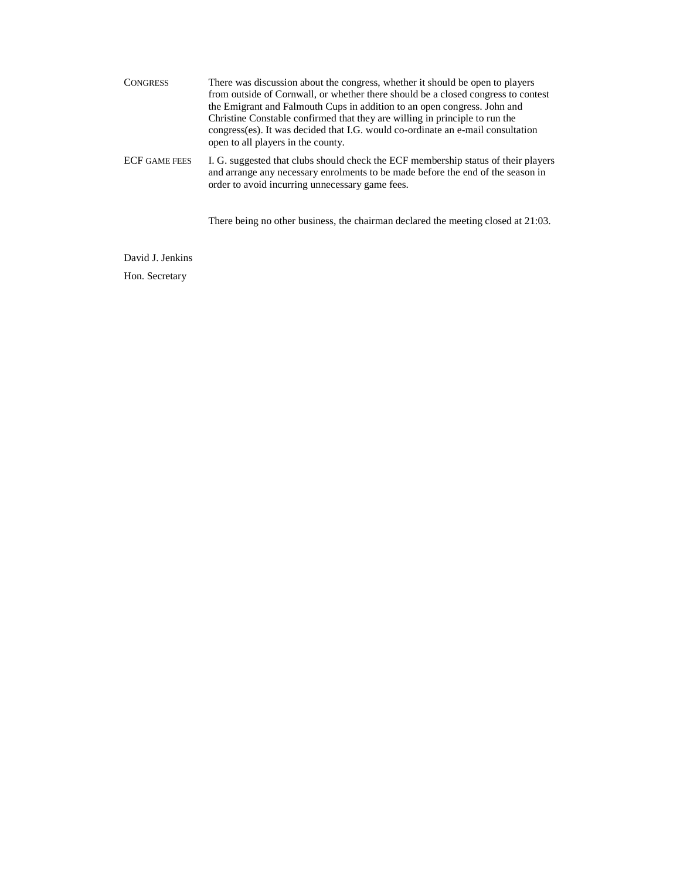**CONGRESS** There was discussion about the congress, whether it should be open to players from outside of Cornwall, or whether there should be a closed congress to contest the Emigrant and Falmouth Cups in addition to an open congress. John and Christine Constable confirmed that they are willing in principle to run the congress(es). It was decided that I.G. would co-ordinate an e-mail consultation open to all players in the county.

**ECF GAME FEES** I. G. suggested that clubs should check the ECF membership status of their players and arrange any necessary enrolments to be made before the end of the season in order to avoid incurring unnecessary game fees.

There being no other business, the chairman declared the meeting closed at 21:03.

David J. Jenkins

Hon. Secretary